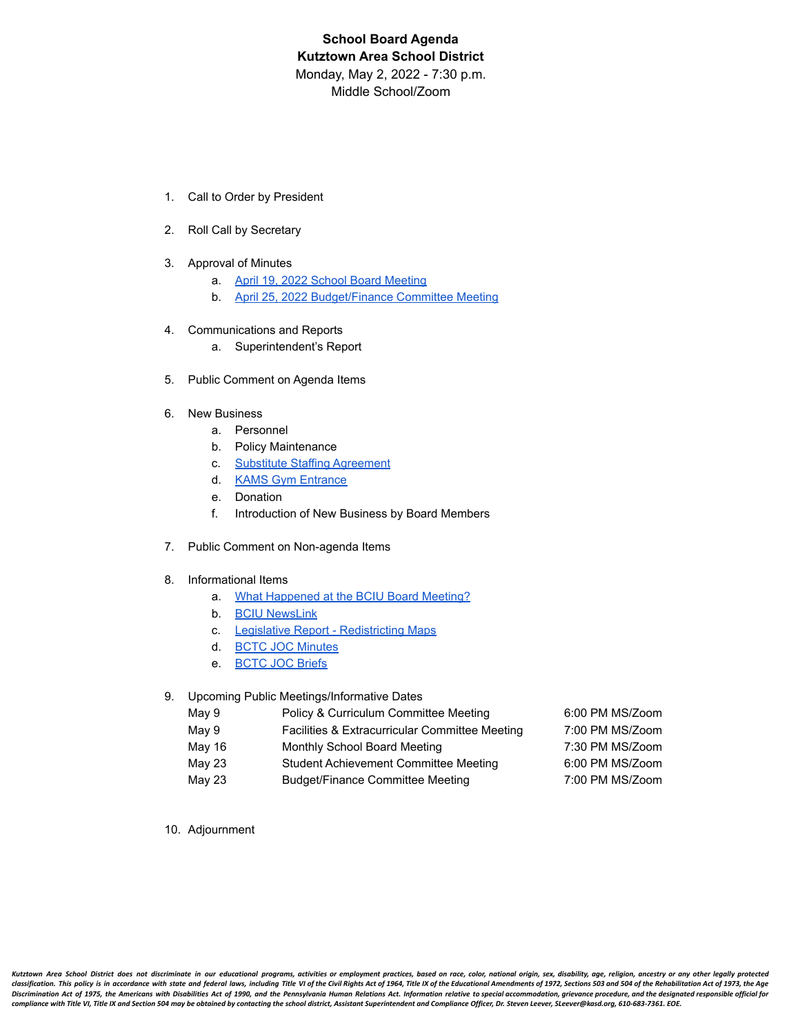**School Board Agenda**
**Kutztown Area School District**
Monday, May 2, 2022 - 7:30 p.m.
Middle School/Zoom

1. Call to Order by President
2. Roll Call by Secretary
3. Approval of Minutes
   a. April 19, 2022 School Board Meeting
   b. April 25, 2022 Budget/Finance Committee Meeting
4. Communications and Reports
   a. Superintendent's Report
5. Public Comment on Agenda Items
6. New Business
   a. Personnel
   b. Policy Maintenance
   c. Substitute Staffing Agreement
   d. KAMS Gym Entrance
   e. Donation
   f. Introduction of New Business by Board Members
7. Public Comment on Non-agenda Items
8. Informational Items
   a. What Happened at the BCIU Board Meeting?
   b. BCIU NewsLink
   c. Legislative Report - Redistricting Maps
   d. BCTC JOC Minutes
   e. BCTC JOC Briefs
9. Upcoming Public Meetings/Informative Dates

| | | |
|---|---|---|
| May 9 | Policy & Curriculum Committee Meeting | 6:00 PM MS/Zoom |
| May 9 | Facilities & Extracurricular Committee Meeting | 7:00 PM MS/Zoom |
| May 16 | Monthly School Board Meeting | 7:30 PM MS/Zoom |
| May 23 | Student Achievement Committee Meeting | 6:00 PM MS/Zoom |
| May 23 | Budget/Finance Committee Meeting | 7:00 PM MS/Zoom |

10. Adjournment

*Kutztown Area School District does not discriminate in our educational programs, activities or employment practices, based on race, color, national origin, sex, disability, age, religion, ancestry or any other legally protected classification. This policy is in accordance with state and federal laws, including Title VI of the Civil Rights Act of 1964, Title IX of the Educational Amendments of 1972, Sections 503 and 504 of the Rehabilitation Act of 1973, the Age Discrimination Act of 1975, the Americans with Disabilities Act of 1990, and the Pennsylvania Human Relations Act. Information relative to special accommodation, grievance procedure, and the designated responsible official for compliance with Title VI, Title IX and Section 504 may be obtained by contacting the school district, Assistant Superintendent and Compliance Officer, Dr. Steven Leever, SLeever@kasd.org, 610-683-7361. EOE.*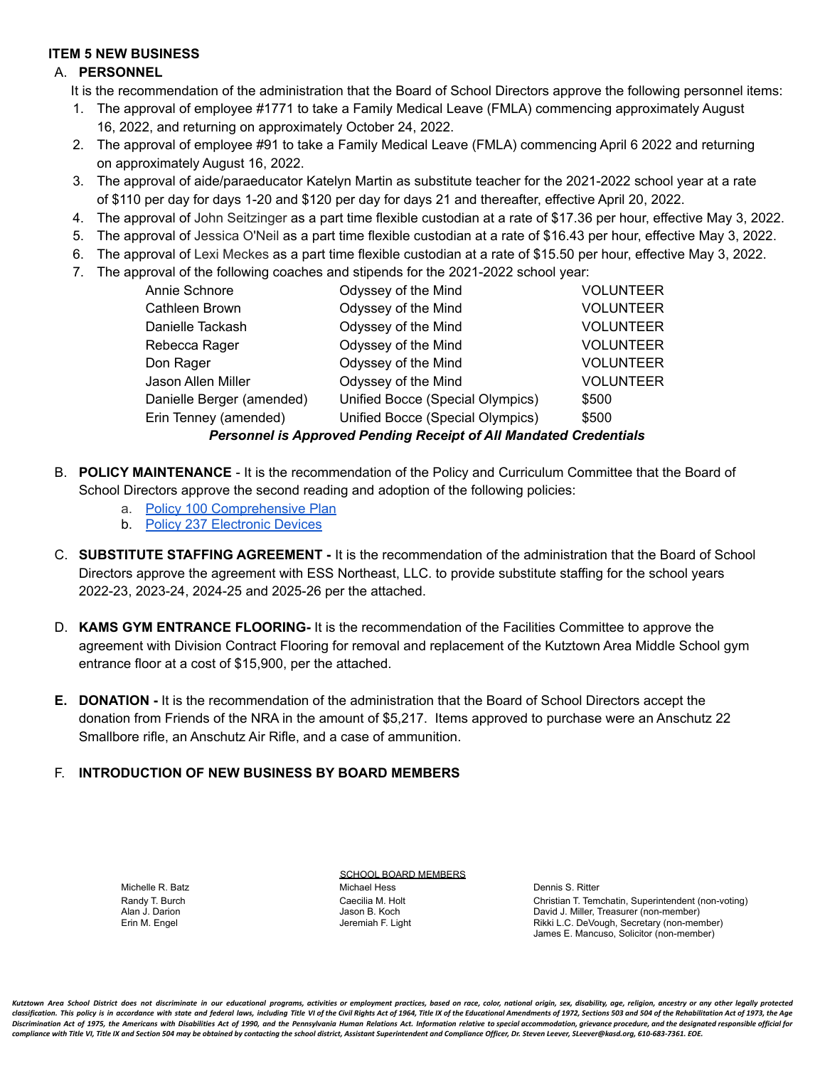**ITEM 5 NEW BUSINESS**

A. **PERSONNEL**

It is the recommendation of the administration that the Board of School Directors approve the following personnel items:

1. The approval of employee #1771 to take a Family Medical Leave (FMLA) commencing approximately August 16, 2022, and returning on approximately October 24, 2022.
2. The approval of employee #91 to take a Family Medical Leave (FMLA) commencing April 6 2022 and returning on approximately August 16, 2022.
3. The approval of aide/paraeducator Katelyn Martin as substitute teacher for the 2021-2022 school year at a rate of $110 per day for days 1-20 and $120 per day for days 21 and thereafter, effective April 20, 2022.
4. The approval of John Seitzinger as a part time flexible custodian at a rate of $17.36 per hour, effective May 3, 2022.
5. The approval of Jessica O'Neil as a part time flexible custodian at a rate of $16.43 per hour, effective May 3, 2022.
6. The approval of Lexi Meckes as a part time flexible custodian at a rate of $15.50 per hour, effective May 3, 2022.
7. The approval of the following coaches and stipends for the 2021-2022 school year:

| | | |
|---|---|---|
| Annie Schnore | Odyssey of the Mind | VOLUNTEER |
| Cathleen Brown | Odyssey of the Mind | VOLUNTEER |
| Danielle Tackash | Odyssey of the Mind | VOLUNTEER |
| Rebecca Rager | Odyssey of the Mind | VOLUNTEER |
| Don Rager | Odyssey of the Mind | VOLUNTEER |
| Jason Allen Miller | Odyssey of the Mind | VOLUNTEER |
| Danielle Berger (amended) | Unified Bocce (Special Olympics) | $500 |
| Erin Tenney (amended) | Unified Bocce (Special Olympics) | $500 |

***Personnel is Approved Pending Receipt of All Mandated Credentials***

B. **POLICY MAINTENANCE** - It is the recommendation of the Policy and Curriculum Committee that the Board of School Directors approve the second reading and adoption of the following policies:

   a. Policy 100 Comprehensive Plan
   b. Policy 237 Electronic Devices

C. **SUBSTITUTE STAFFING AGREEMENT -** It is the recommendation of the administration that the Board of School Directors approve the agreement with ESS Northeast, LLC. to provide substitute staffing for the school years 2022-23, 2023-24, 2024-25 and 2025-26 per the attached.

D. **KAMS GYM ENTRANCE FLOORING-** It is the recommendation of the Facilities Committee to approve the agreement with Division Contract Flooring for removal and replacement of the Kutztown Area Middle School gym entrance floor at a cost of $15,900, per the attached.

**E. DONATION -** It is the recommendation of the administration that the Board of School Directors accept the donation from Friends of the NRA in the amount of $5,217. Items approved to purchase were an Anschutz 22 Smallbore rifle, an Anschutz Air Rifle, and a case of ammunition.

F. **INTRODUCTION OF NEW BUSINESS BY BOARD MEMBERS**

SCHOOL BOARD MEMBERS

Michelle R. Batz
Randy T. Burch
Alan J. Darion
Erin M. Engel

Michael Hess
Caecilia M. Holt
Jason B. Koch
Jeremiah F. Light

Dennis S. Ritter
Christian T. Temchatin, Superintendent (non-voting)
David J. Miller, Treasurer (non-member)
Rikki L.C. DeVough, Secretary (non-member)
James E. Mancuso, Solicitor (non-member)

*Kutztown Area School District does not discriminate in our educational programs, activities or employment practices, based on race, color, national origin, sex, disability, age, religion, ancestry or any other legally protected classification. This policy is in accordance with state and federal laws, including Title VI of the Civil Rights Act of 1964, Title IX of the Educational Amendments of 1972, Sections 503 and 504 of the Rehabilitation Act of 1973, the Age Discrimination Act of 1975, the Americans with Disabilities Act of 1990, and the Pennsylvania Human Relations Act. Information relative to special accommodation, grievance procedure, and the designated responsible official for compliance with Title VI, Title IX and Section 504 may be obtained by contacting the school district, Assistant Superintendent and Compliance Officer, Dr. Steven Leever, SLeever@kasd.org, 610-683-7361. EOE.*